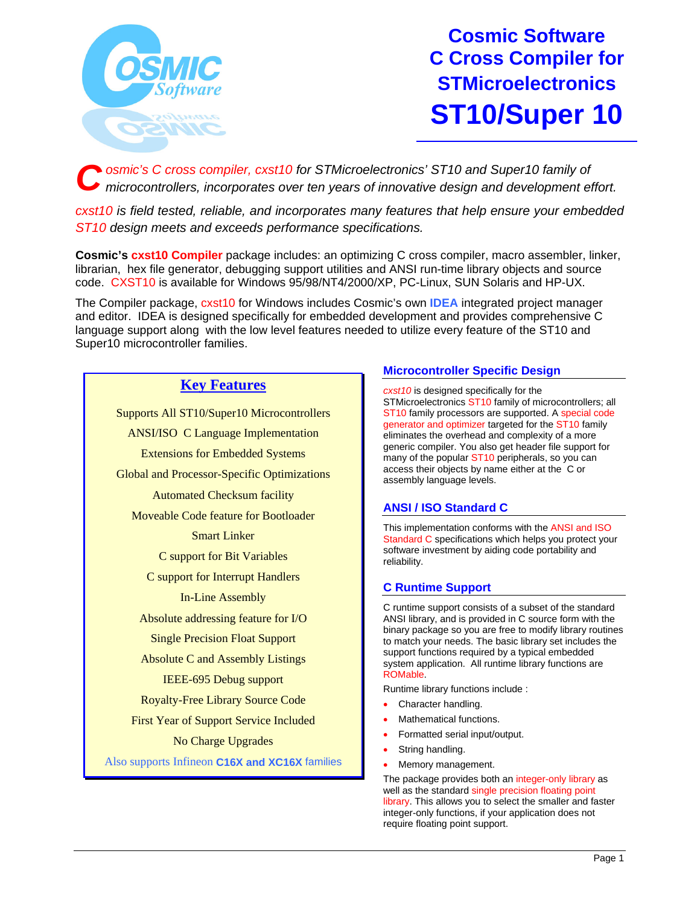# Cosmic Software C Cross Compiler for STMicroelectronics

# ST10/Super 10

*Cosmic's C cross compiler, cxst10 for STMicroelectronics' ST10 and Super10 family of microcontrollers, incorporates over ten years of innovative design and development effort.*

*cxst10 is field tested, reliable, and incorporates many features that help ensure your embedded ST10 design meets and exceeds performance specifications.*

**Cosmic's cxst10 Compiler** package includes: an optimizing C cross compiler, macro assembler, linker, librarian, hex file generator, debugging support utilities and ANSI run-time library objects and source code. CXST10 is available for Windows 95/98/NT4/2000/XP, PC-Linux, SUN Solaris and HP-UX.

The Compiler package, cxst10 for Windows includes Cosmic's own **IDEA** integrated project manager and editor. IDEA is designed specifically for embedded development and provides comprehensive C language support along with the low level features needed to utilize every feature of the ST10 and Super10 microcontroller families.

## Key Features

- Supports All ST10/Super10 Microcontrollers
- ANSI/ISO C Language Implementation
- Extensions for Embedded Systems
- Global and Processor-Specific Optimizations
- Automated Checksum facility
- Moveable Code feature for Bootloader
- Smart Linker
- C support for Bit Variables
- C support for Interrupt Handlers
- In-Line Assembly
- Absolute addressing feature for I/O
- Single Precision Float Support
- Absolute C and Assembly Listings
- IEEE-695 Debug support
- Royalty-Free Library Source Code
- First Year of Support Service Included
- No Charge Upgrades
- Also supports Infineon **C16X and XC16X** families

## Microcontroller Specific Design

*cxst10* is designed specifically for the STMicroelectronics ST10 family of microcontrollers; all ST10 family processors are supported. A special code generator and optimizer targeted for the ST10 family eliminates the overhead and complexity of a more generic compiler. You also get header file support for many of the popular ST10 peripherals, so you can access their objects by name either at the C or assembly language levels.

## ANSI / ISO Standard C

This implementation conforms with the ANSI and ISO Standard C specifications which helps you protect your software investment by aiding code portability and reliability.

## C Runtime Support

C runtime support consists of a subset of the standard ANSI library, and is provided in C source form with the binary package so you are free to modify library routines to match your needs. The basic library set includes the support functions required by a typical embedded system application. All runtime library functions are ROMable.

Runtime library functions include :

- Character handling.
- Mathematical functions.
- Formatted serial input/output.
- String handling.
- Memory management.

The package provides both an integer-only library as well as the standard single precision floating point library. This allows you to select the smaller and faster integer-only functions, if your application does not require floating point support.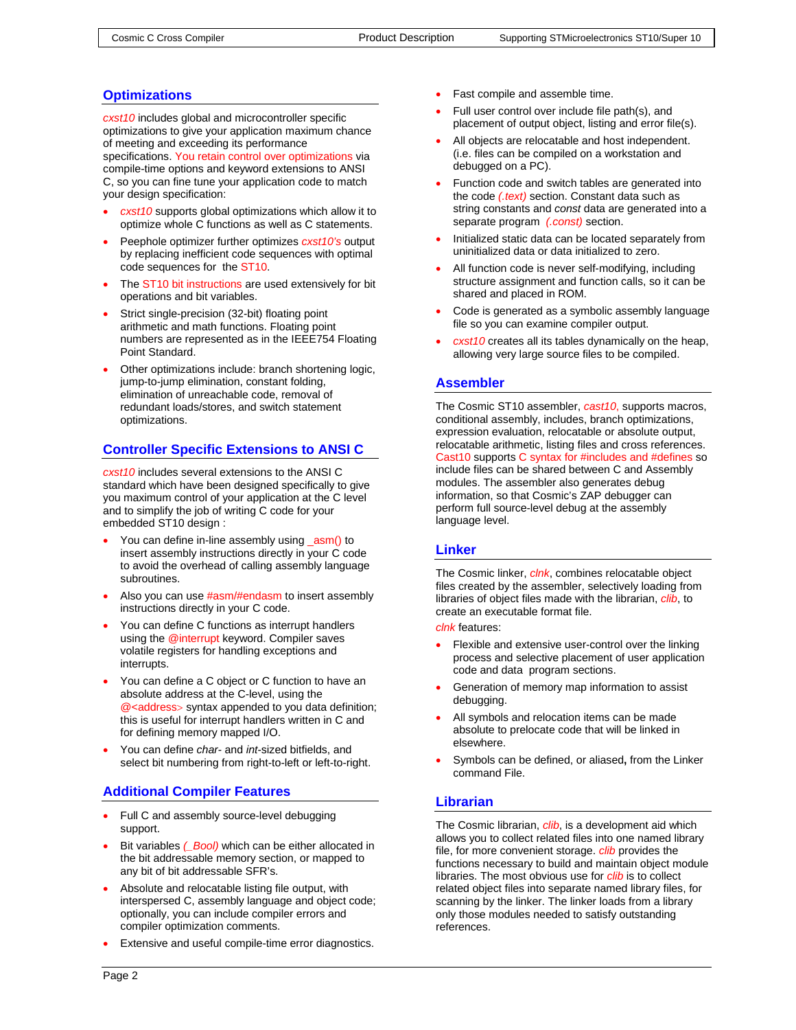## Optimizations

*cxst10* includes global and microcontroller specific optimizations to give your application maximum chance of meeting and exceeding its performance specifications. You retain control over optimizations via compile-time options and keyword extensions to ANSI C, so you can fine tune your application code to match your design specification:

- *cxst10* supports global optimizations which allow it to optimize whole C functions as well as C statements.
- Peephole optimizer further optimizes *cxst10's* output by replacing inefficient code sequences with optimal code sequences for the ST10.
- The ST10 bit instructions are used extensively for bit operations and bit variables.
- Strict single-precision (32-bit) floating point arithmetic and math functions. Floating point numbers are represented as in the IEEE754 Floating Point Standard.
- Other optimizations include: branch shortening logic, jump-to-jump elimination, constant folding, elimination of unreachable code, removal of redundant loads/stores, and switch statement optimizations.

## Controller Specific Extensions to ANSI C

*cxst10* includes several extensions to the ANSI C standard which have been designed specifically to give you maximum control of your application at the C level and to simplify the job of writing C code for your embedded ST10 design :

- You can define in-line assembly using _asm() to insert assembly instructions directly in your C code to avoid the overhead of calling assembly language subroutines.
- Also you can use #asm/#endasm to insert assembly instructions directly in your C code.
- You can define C functions as interrupt handlers using the @interrupt keyword. Compiler saves volatile registers for handling exceptions and interrupts.
- You can define a C object or C function to have an absolute address at the C-level, using the @<address> syntax appended to you data definition; this is useful for interrupt handlers written in C and for defining memory mapped I/O.
- You can define *char*- and *int*-sized bitfields, and select bit numbering from right-to-left or left-to-right.

## Additional Compiler Features

- Full C and assembly source-level debugging support.
- Bit variables *(_Bool)* which can be either allocated in the bit addressable memory section, or mapped to any bit of bit addressable SFR's.
- Absolute and relocatable listing file output, with interspersed C, assembly language and object code; optionally, you can include compiler errors and compiler optimization comments.
- Extensive and useful compile-time error diagnostics.
- Fast compile and assemble time.
- Full user control over include file path(s), and placement of output object, listing and error file(s).
- All objects are relocatable and host independent. (i.e. files can be compiled on a workstation and debugged on a PC).
- Function code and switch tables are generated into the code *(.text)* section. Constant data such as string constants and *const* data are generated into a separate program *(.const)* section.
- Initialized static data can be located separately from uninitialized data or data initialized to zero.
- All function code is never self-modifying, including structure assignment and function calls, so it can be shared and placed in ROM.
- Code is generated as a symbolic assembly language file so you can examine compiler output.
- *cxst10* creates all its tables dynamically on the heap, allowing very large source files to be compiled.

## Assembler

The Cosmic ST10 assembler, *cast10*, supports macros, conditional assembly, includes, branch optimizations, expression evaluation, relocatable or absolute output, relocatable arithmetic, listing files and cross references. Cast10 supports C syntax for #includes and #defines so include files can be shared between C and Assembly modules. The assembler also generates debug information, so that Cosmic's ZAP debugger can perform full source-level debug at the assembly language level.

## Linker

The Cosmic linker, *clnk*, combines relocatable object files created by the assembler, selectively loading from libraries of object files made with the librarian, *clib*, to create an executable format file.

*clnk* features:

- Flexible and extensive user-control over the linking process and selective placement of user application code and data program sections.
- Generation of memory map information to assist debugging.
- All symbols and relocation items can be made absolute to prelocate code that will be linked in elsewhere.
- Symbols can be defined, or aliased**,** from the Linker command File.

## Librarian

The Cosmic librarian, *clib*, is a development aid which allows you to collect related files into one named library file, for more convenient storage. *clib* provides the functions necessary to build and maintain object module libraries. The most obvious use for *clib* is to collect related object files into separate named library files, for scanning by the linker. The linker loads from a library only those modules needed to satisfy outstanding references.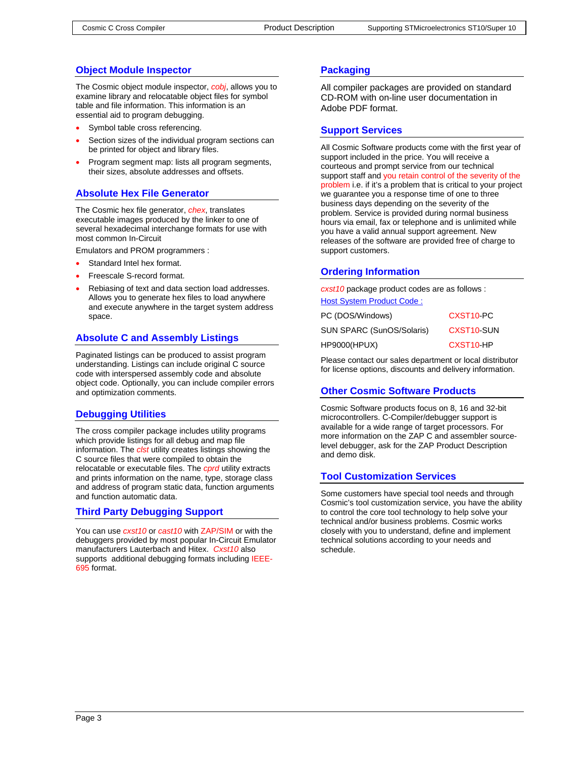## Object Module Inspector

The Cosmic object module inspector, *cobj*, allows you to examine library and relocatable object files for symbol table and file information. This information is an essential aid to program debugging.

- Symbol table cross referencing.
- Section sizes of the individual program sections can be printed for object and library files.
- Program segment map: lists all program segments, their sizes, absolute addresses and offsets.

## Absolute Hex File Generator

The Cosmic hex file generator, *chex*, translates executable images produced by the linker to one of several hexadecimal interchange formats for use with most common In-Circuit

Emulators and PROM programmers :

- Standard Intel hex format.
- Freescale S-record format.
- Rebiasing of text and data section load addresses. Allows you to generate hex files to load anywhere and execute anywhere in the target system address space.

## Absolute C and Assembly Listings

Paginated listings can be produced to assist program understanding. Listings can include original C source code with interspersed assembly code and absolute object code. Optionally, you can include compiler errors and optimization comments.

## Debugging Utilities

The cross compiler package includes utility programs which provide listings for all debug and map file information. The *clst* utility creates listings showing the C source files that were compiled to obtain the relocatable or executable files. The *cprd* utility extracts and prints information on the name, type, storage class and address of program static data, function arguments and function automatic data.

## Third Party Debugging Support

You can use *cxst10* or *cast10* with ZAP/SIM or with the debuggers provided by most popular In-Circuit Emulator manufacturers Lauterbach and Hitex. *Cxst10* also supports additional debugging formats including IEEE-695 format.

## Packaging

All compiler packages are provided on standard CD-ROM with on-line user documentation in Adobe PDF format.

## Support Services

All Cosmic Software products come with the first year of support included in the price. You will receive a courteous and prompt service from our technical support staff and you retain control of the severity of the problem i.e. if it's a problem that is critical to your project we guarantee you a response time of one to three business days depending on the severity of the problem. Service is provided during normal business hours via email, fax or telephone and is unlimited while you have a valid annual support agreement. New releases of the software are provided free of charge to support customers.

## Ordering Information

*cxst10* package product codes are as follows :

| Host System | Product Code : |
|---|---|
| PC (DOS/Windows) | CXST10-PC |
| SUN SPARC (SunOS/Solaris) | CXST10-SUN |
| HP9000(HPUX) | CXST10-HP |

Please contact our sales department or local distributor for license options, discounts and delivery information.

## Other Cosmic Software Products

Cosmic Software products focus on 8, 16 and 32-bit microcontrollers. C-Compiler/debugger support is available for a wide range of target processors. For more information on the ZAP C and assembler source-level debugger, ask for the ZAP Product Description and demo disk.

## Tool Customization Services

Some customers have special tool needs and through Cosmic's tool customization service, you have the ability to control the core tool technology to help solve your technical and/or business problems. Cosmic works closely with you to understand, define and implement technical solutions according to your needs and schedule.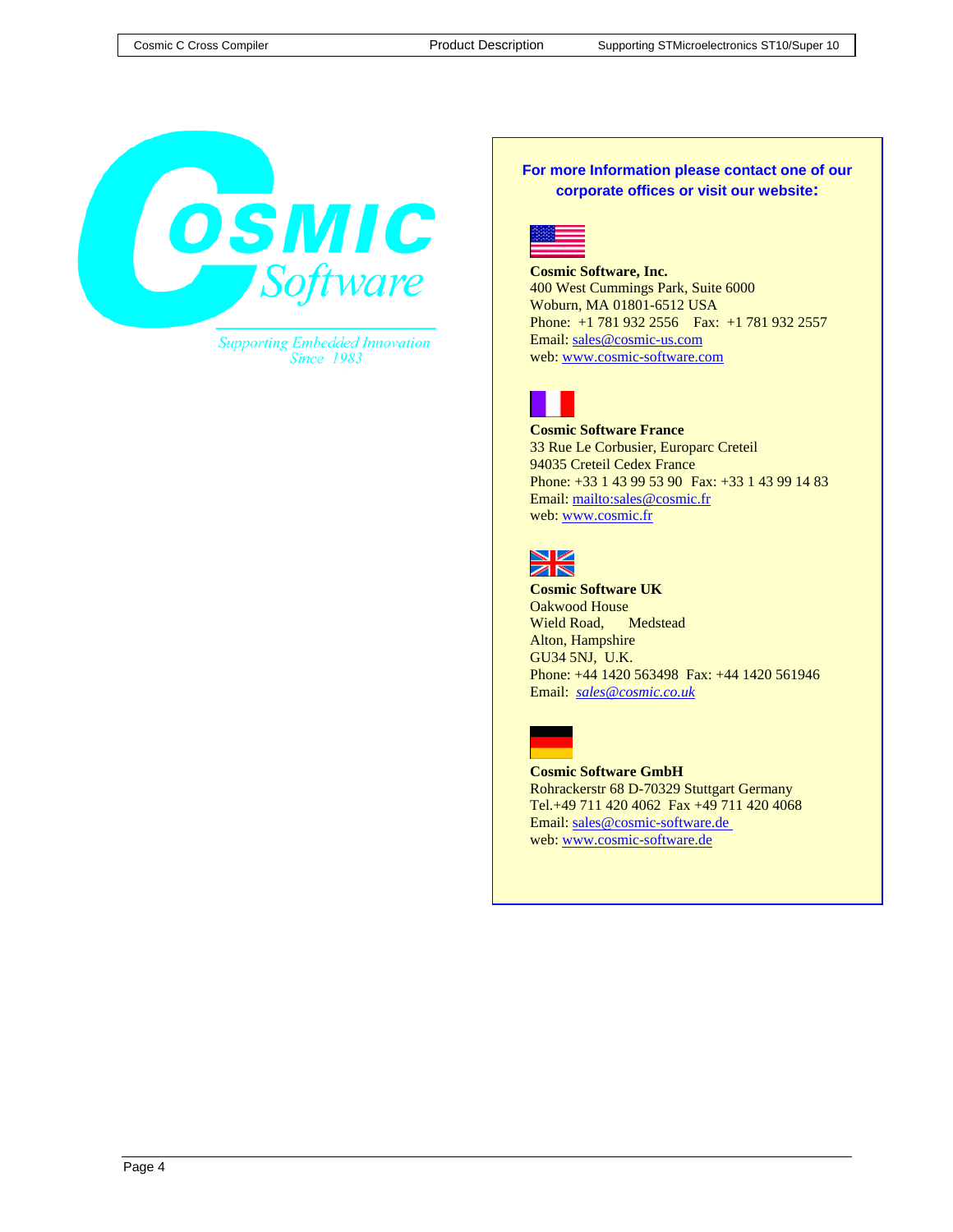COSMIC Software

Supporting Embedded Innovation Since 1983

**For more Information please contact one of our corporate offices or visit our website:**

**Cosmic Software, Inc.**
400 West Cummings Park, Suite 6000
Woburn, MA 01801-6512 USA
Phone: +1 781 932 2556 Fax: +1 781 932 2557
Email: sales@cosmic-us.com
web: www.cosmic-software.com

**Cosmic Software France**
33 Rue Le Corbusier, Europarc Creteil
94035 Creteil Cedex France
Phone: +33 1 43 99 53 90 Fax: +33 1 43 99 14 83
Email: mailto:sales@cosmic.fr
web: www.cosmic.fr

**Cosmic Software UK**
Oakwood House
Wield Road, Medstead
Alton, Hampshire
GU34 5NJ, U.K.
Phone: +44 1420 563498 Fax: +44 1420 561946
Email: *sales@cosmic.co.uk*

**Cosmic Software GmbH**
Rohrackerstr 68 D-70329 Stuttgart Germany
Tel.+49 711 420 4062 Fax +49 711 420 4068
Email: sales@cosmic-software.de
web: www.cosmic-software.de